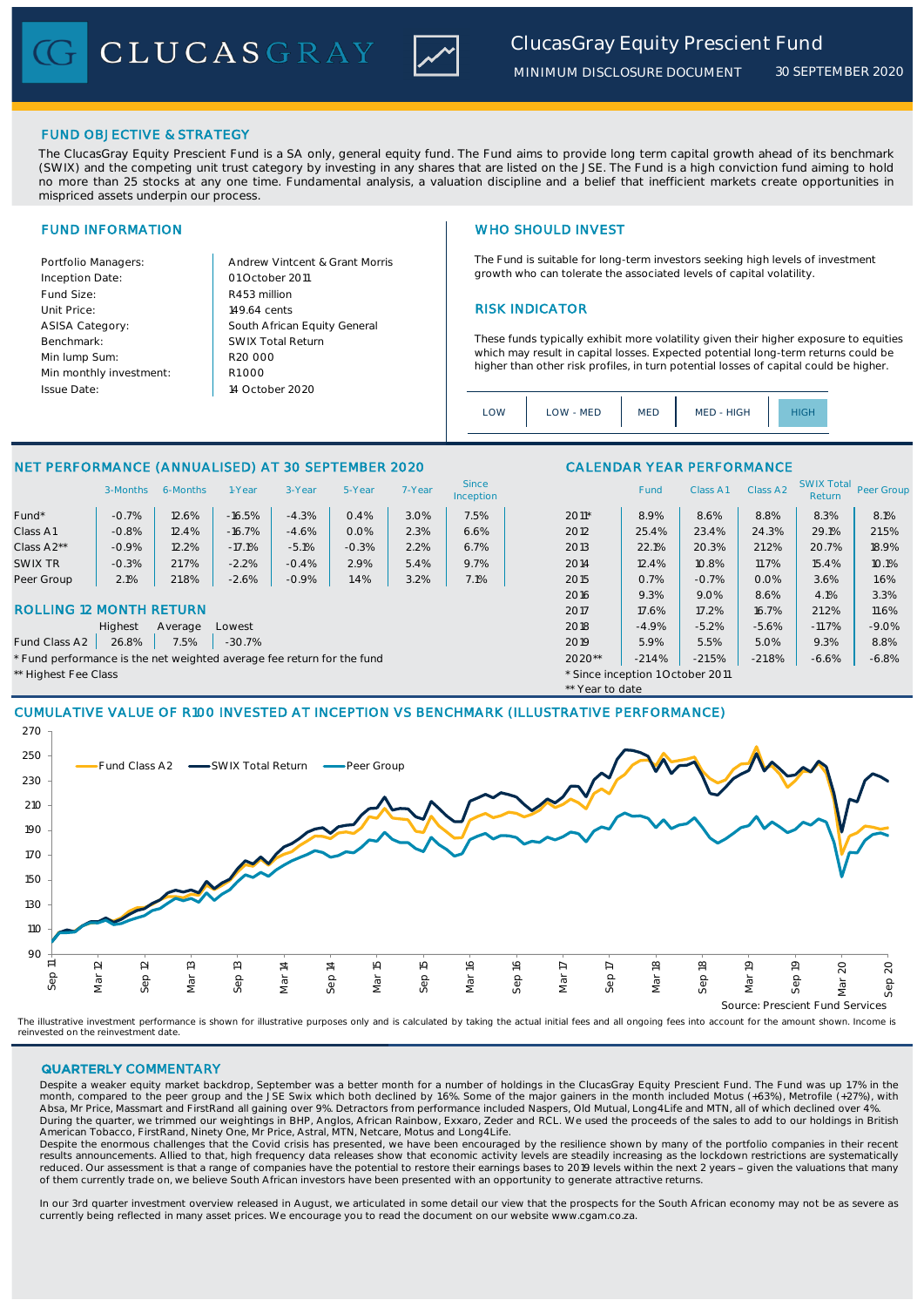# ClucasGray Equity Prescient Fund

MINIMUM DISCLOSURE DOCUMENT 30 SEPTEMBER 2020

## FUND OBJECTIVE & STRATEGY

The ClucasGray Equity Prescient Fund is a SA only, general equity fund. The Fund aims to provide long term capital growth ahead of its benchmark (SWIX) and the competing unit trust category by investing in any shares that are listed on the JSE. The Fund is a high conviction fund aiming to hold no more than 25 stocks at any one time. Fundamental analysis, a valuation discipline and a belief that inefficient markets create opportunities in mispriced assets underpin our process.

## FUND INFORMATION

| | |
|---|---|
| Portfolio Managers: | Andrew Vintcent & Grant Morris |
| Inception Date: | 01 October 2011 |
| Fund Size: | R453 million |
| Unit Price: | 149.64 cents |
| ASISA Category: | South African Equity General |
| Benchmark: | SWIX Total Return |
| Min lump Sum: | R20 000 |
| Min monthly investment: | R1 000 |
| Issue Date: | 14 October 2020 |

## WHO SHOULD INVEST

The Fund is suitable for long-term investors seeking high levels of investment growth who can tolerate the associated levels of capital volatility.

## RISK INDICATOR

These funds typically exhibit more volatility given their higher exposure to equities which may result in capital losses. Expected potential long-term returns could be higher than other risk profiles, in turn potential losses of capital could be higher.

LOW | LOW - MED | MED | MED - HIGH | **HIGH**

## NET PERFORMANCE (ANNUALISED) AT 30 SEPTEMBER 2020

| | 3-Months | 6-Months | 1-Year | 3-Year | 5-Year | 7-Year | Since Inception |
|---|---|---|---|---|---|---|---|
| Fund* | -0.7% | 12.6% | -16.5% | -4.3% | 0.4% | 3.0% | 7.5% |
| Class A1 | -0.8% | 12.4% | -16.7% | -4.6% | 0.0% | 2.3% | 6.6% |
| Class A2** | -0.9% | 12.2% | -17.1% | -5.1% | -0.3% | 2.2% | 6.7% |
| SWIX TR | -0.3% | 21.7% | -2.2% | -0.4% | 2.9% | 5.4% | 9.7% |
| Peer Group | 2.1% | 21.8% | -2.6% | -0.9% | 1.4% | 3.2% | 7.1% |

## ROLLING 12 MONTH RETURN

| | Highest | Average | Lowest |
|---|---|---|---|
| Fund Class A2 | 26.8% | 7.5% | -30.7% |

\* Fund performance is the net weighted average fee return for the fund

** Highest Fee Class

## CALENDAR YEAR PERFORMANCE

| | Fund | Class A1 | Class A2 | SWIX Total Return | Peer Group |
|---|---|---|---|---|---|
| 2011* | 8.9% | 8.6% | 8.8% | 8.3% | 8.1% |
| 2012 | 25.4% | 23.4% | 24.3% | 29.1% | 21.5% |
| 2013 | 22.1% | 20.3% | 21.2% | 20.7% | 18.9% |
| 2014 | 12.4% | 10.8% | 11.7% | 15.4% | 10.1% |
| 2015 | 0.7% | -0.7% | 0.0% | 3.6% | 1.6% |
| 2016 | 9.3% | 9.0% | 8.6% | 4.1% | 3.3% |
| 2017 | 17.6% | 17.2% | 16.7% | 21.2% | 11.6% |
| 2018 | -4.9% | -5.2% | -5.6% | -11.7% | -9.0% |
| 2019 | 5.9% | 5.5% | 5.0% | 9.3% | 8.8% |
| 2020** | -21.4% | -21.5% | -21.8% | -6.6% | -6.8% |

\* Since inception 1 October 2011

** Year to date

## CUMULATIVE VALUE OF R100 INVESTED AT INCEPTION VS BENCHMARK (ILLUSTRATIVE PERFORMANCE)

Source: Prescient Fund Services

The illustrative investment performance is shown for illustrative purposes only and is calculated by taking the actual initial fees and all ongoing fees into account for the amount shown. Income is reinvested on the reinvestment date.

## QUARTERLY COMMENTARY

Despite a weaker equity market backdrop, September was a better month for a number of holdings in the ClucasGray Equity Prescient Fund. The Fund was up 1.7% in the month, compared to the peer group and the JSE Swix which both declined by 1.6%. Some of the major gainers in the month included Motus (+63%), Metrofile (+27%), with Absa, Mr Price, Massmart and FirstRand all gaining over 9%. Detractors from performance included Naspers, Old Mutual, Long4Life and MTN, all of which declined over 4%.
During the quarter, we trimmed our weightings in BHP, Anglos, African Rainbow, Exxaro, Zeder and RCL. We used the proceeds of the sales to add to our holdings in British American Tobacco, FirstRand, Ninety One, Mr Price, Astral, MTN, Netcare, Motus and Long4Life.
Despite the enormous challenges that the Covid crisis has presented, we have been encouraged by the resilience shown by many of the portfolio companies in their recent results announcements. Allied to that, high frequency data releases show that economic activity levels are steadily increasing as the lockdown restrictions are systematically reduced. Our assessment is that a range of companies have the potential to restore their earnings bases to 2019 levels within the next 2 years – given the valuations that many of them currently trade on, we believe South African investors have been presented with an opportunity to generate attractive returns.

In our 3rd quarter investment overview released in August, we articulated in some detail our view that the prospects for the South African economy may not be as severe as currently being reflected in many asset prices. We encourage you to read the document on our website www.cgam.co.za.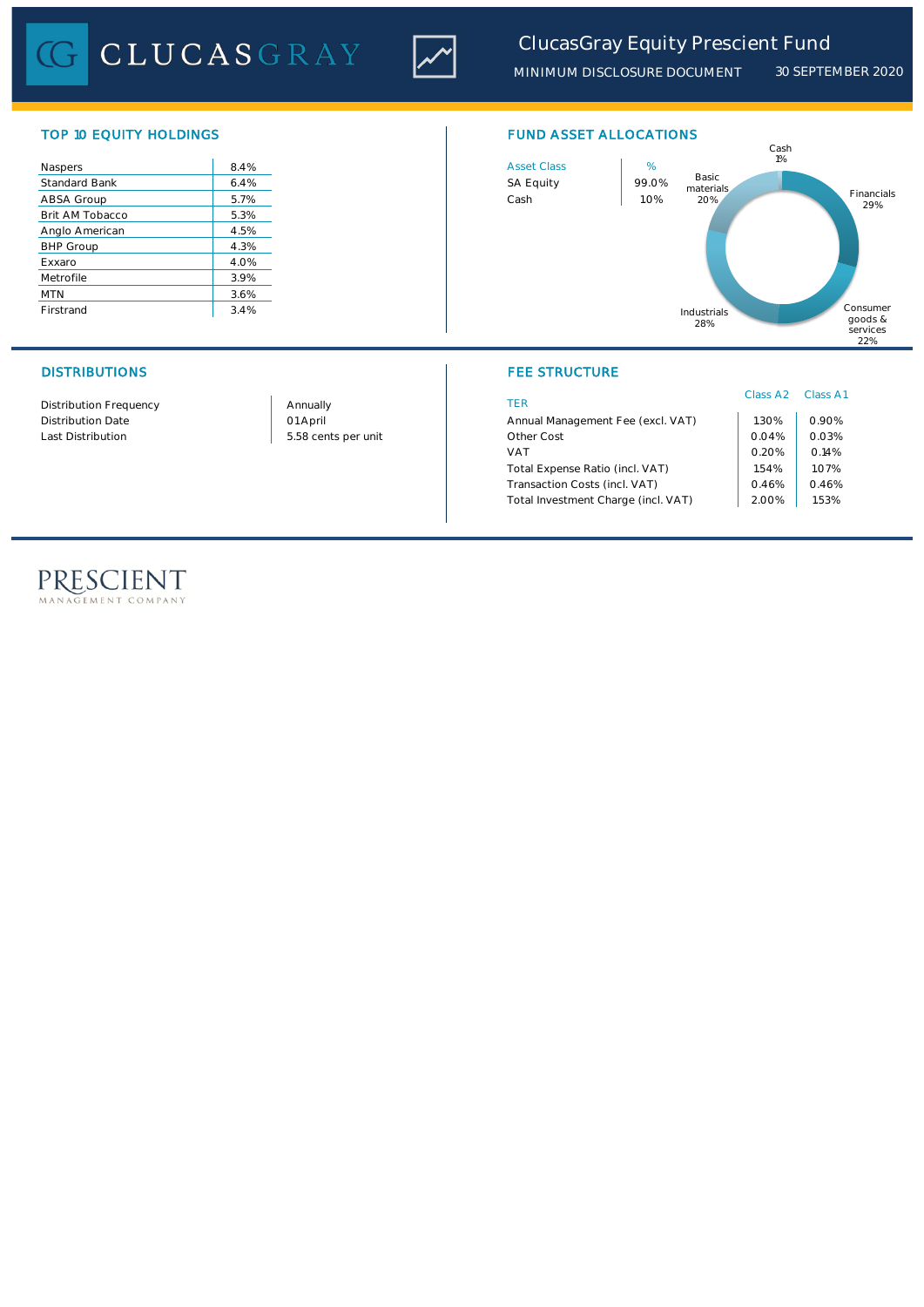# ClucasGray Equity Prescient Fund

MINIMUM DISCLOSURE DOCUMENT 30 SEPTEMBER 2020

## TOP 10 EQUITY HOLDINGS

| | |
|---|---|
| Naspers | 8.4% |
| Standard Bank | 6.4% |
| ABSA Group | 5.7% |
| Brit AM Tobacco | 5.3% |
| Anglo American | 4.5% |
| BHP Group | 4.3% |
| Exxaro | 4.0% |
| Metrofile | 3.9% |
| MTN | 3.6% |
| Firstrand | 3.4% |

## FUND ASSET ALLOCATIONS

| Asset Class | % |
|---|---|
| SA Equity | 99.0% |
| Cash | 1.0% |

Cash 1%
Basic materials 20%
Financials 29%
Consumer goods & services 22%
Industrials 28%

## DISTRIBUTIONS

| | |
|---|---|
| Distribution Frequency | Annually |
| Distribution Date | 01 April |
| Last Distribution | 5.58 cents per unit |

## FEE STRUCTURE

| TER | Class A2 | Class A1 |
|---|---|---|
| Annual Management Fee (excl. VAT) | 1.30% | 0.90% |
| Other Cost | 0.04% | 0.03% |
| VAT | 0.20% | 0.14% |
| Total Expense Ratio (incl. VAT) | 1.54% | 1.07% |
| Transaction Costs (incl. VAT) | 0.46% | 0.46% |
| Total Investment Charge (incl. VAT) | 2.00% | 1.53% |

PRESCIENT
MANAGEMENT COMPANY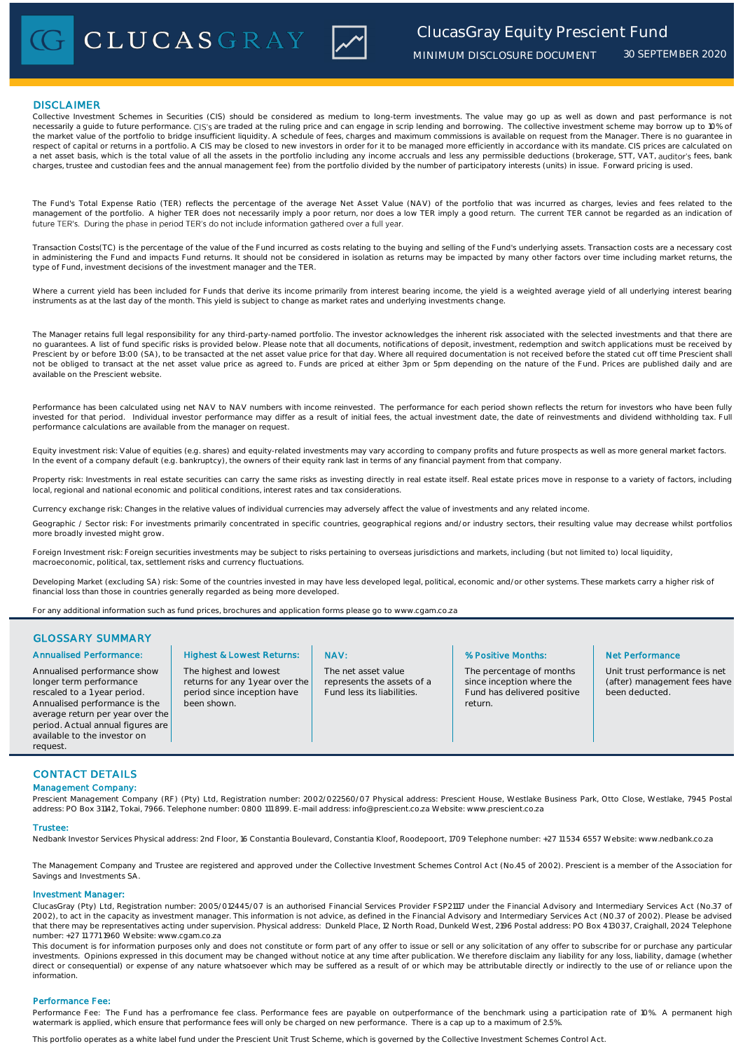## DISCLAIMER

Collective Investment Schemes in Securities (CIS) should be considered as medium to long-term investments. The value may go up as well as down and past performance is not necessarily a guide to future performance. CIS's are traded at the ruling price and can engage in scrip lending and borrowing. The collective investment scheme may borrow up to 10% of the market value of the portfolio to bridge insufficient liquidity. A schedule of fees, charges and maximum commissions is available on request from the Manager. There is no guarantee in respect of capital or returns in a portfolio. A CIS may be closed to new investors in order for it to be managed more efficiently in accordance with its mandate. CIS prices are calculated on a net asset basis, which is the total value of all the assets in the portfolio including any income accruals and less any permissible deductions (brokerage, STT, VAT, auditor's fees, bank charges, trustee and custodian fees and the annual management fee) from the portfolio divided by the number of participatory interests (units) in issue. Forward pricing is used.

The Fund's Total Expense Ratio (TER) reflects the percentage of the average Net Asset Value (NAV) of the portfolio that was incurred as charges, levies and fees related to the management of the portfolio. A higher TER does not necessarily imply a poor return, nor does a low TER imply a good return. The current TER cannot be regarded as an indication of future TER's. During the phase in period TER's do not include information gathered over a full year.

Transaction Costs(TC) is the percentage of the value of the Fund incurred as costs relating to the buying and selling of the Fund's underlying assets. Transaction costs are a necessary cost in administering the Fund and impacts Fund returns. It should not be considered in isolation as returns may be impacted by many other factors over time including market returns, the type of Fund, investment decisions of the investment manager and the TER.

Where a current yield has been included for Funds that derive its income primarily from interest bearing income, the yield is a weighted average yield of all underlying interest bearing instruments as at the last day of the month. This yield is subject to change as market rates and underlying investments change.

The Manager retains full legal responsibility for any third-party-named portfolio. The investor acknowledges the inherent risk associated with the selected investments and that there are no guarantees. A list of fund specific risks is provided below. Please note that all documents, notifications of deposit, investment, redemption and switch applications must be received by Prescient by or before 13:00 (SA), to be transacted at the net asset value price for that day. Where all required documentation is not received before the stated cut off time Prescient shall not be obliged to transact at the net asset value price as agreed to. Funds are priced at either 3pm or 5pm depending on the nature of the Fund. Prices are published daily and are available on the Prescient website.

Performance has been calculated using net NAV to NAV numbers with income reinvested. The performance for each period shown reflects the return for investors who have been fully invested for that period. Individual investor performance may differ as a result of initial fees, the actual investment date, the date of reinvestments and dividend withholding tax. Full performance calculations are available from the manager on request.

Equity investment risk: Value of equities (e.g. shares) and equity-related investments may vary according to company profits and future prospects as well as more general market factors. In the event of a company default (e.g. bankruptcy), the owners of their equity rank last in terms of any financial payment from that company.

Property risk: Investments in real estate securities can carry the same risks as investing directly in real estate itself. Real estate prices move in response to a variety of factors, including local, regional and national economic and political conditions, interest rates and tax considerations.

Currency exchange risk: Changes in the relative values of individual currencies may adversely affect the value of investments and any related income.

Geographic / Sector risk: For investments primarily concentrated in specific countries, geographical regions and/or industry sectors, their resulting value may decrease whilst portfolios more broadly invested might grow.

Foreign Investment risk: Foreign securities investments may be subject to risks pertaining to overseas jurisdictions and markets, including (but not limited to) local liquidity, macroeconomic, political, tax, settlement risks and currency fluctuations.

Developing Market (excluding SA) risk: Some of the countries invested in may have less developed legal, political, economic and/or other systems. These markets carry a higher risk of financial loss than those in countries generally regarded as being more developed.

For any additional information such as fund prices, brochures and application forms please go to www.cgam.co.za

## GLOSSARY SUMMARY

**Annualised Performance:**
Annualised performance show longer term performance rescaled to a 1 year period. Annualised performance is the average return per year over the period. Actual annual figures are available to the investor on request.

**Highest & Lowest Returns:**
The highest and lowest returns for any 1 year over the period since inception have been shown.

**NAV:**
The net asset value represents the assets of a Fund less its liabilities.

**% Positive Months:**
The percentage of months since inception where the Fund has delivered positive return.

**Net Performance**
Unit trust performance is net (after) management fees have been deducted.

## CONTACT DETAILS

### Management Company:

Prescient Management Company (RF) (Pty) Ltd, Registration number: 2002/022560/07 Physical address: Prescient House, Westlake Business Park, Otto Close, Westlake, 7945 Postal address: PO Box 31142, Tokai, 7966. Telephone number: 0800 111 899. E-mail address: info@prescient.co.za Website: www.prescient.co.za

### Trustee:

Nedbank Investor Services Physical address: 2nd Floor, 16 Constantia Boulevard, Constantia Kloof, Roodepoort, 1709 Telephone number: +27 11 534 6557 Website: www.nedbank.co.za

The Management Company and Trustee are registered and approved under the Collective Investment Schemes Control Act (No.45 of 2002). Prescient is a member of the Association for Savings and Investments SA.

### Investment Manager:

ClucasGray (Pty) Ltd, Registration number: 2005/012445/07 is an authorised Financial Services Provider FSP21117 under the Financial Advisory and Intermediary Services Act (No.37 of 2002), to act in the capacity as investment manager. This information is not advice, as defined in the Financial Advisory and Intermediary Services Act (N0.37 of 2002). Please be advised that there may be representatives acting under supervision. Physical address: Dunkeld Place, 12 North Road, Dunkeld West, 2196 Postal address: PO Box 413037, Craighall, 2024 Telephone number: +27 11 771 1960 Website: www.cgam.co.za

This document is for information purposes only and does not constitute or form part of any offer to issue or sell or any solicitation of any offer to subscribe for or purchase any particular investments. Opinions expressed in this document may be changed without notice at any time after publication. We therefore disclaim any liability for any loss, liability, damage (whether direct or consequential) or expense of any nature whatsoever which may be suffered as a result of or which may be attributable directly or indirectly to the use of or reliance upon the information.

### Performance Fee:

Performance Fee: The Fund has a perfromance fee class. Performance fees are payable on outperformance of the benchmark using a participation rate of 10%. A permanent high watermark is applied, which ensure that performance fees will only be charged on new performance. There is a cap up to a maximum of 2.5%.

This portfolio operates as a white label fund under the Prescient Unit Trust Scheme, which is governed by the Collective Investment Schemes Control Act.